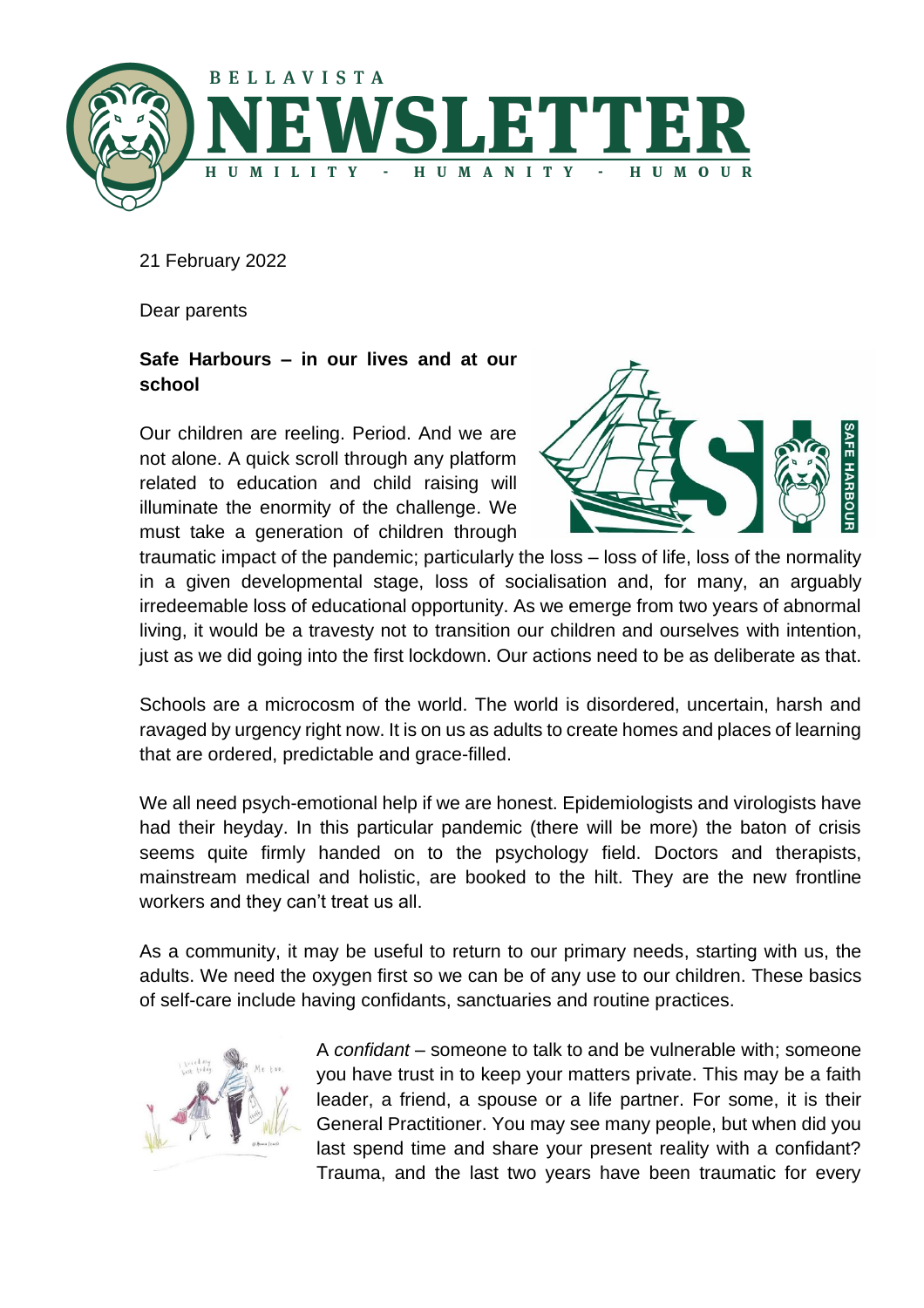BELLAVISTA

# NEWSLETTER

HUMILITY - HUMANITY - HUMOUR

21 February 2022

Dear parents

**Safe Harbours – in our lives and at our school**

Our children are reeling. Period. And we are not alone. A quick scroll through any platform related to education and child raising will illuminate the enormity of the challenge. We must take a generation of children through traumatic impact of the pandemic; particularly the loss – loss of life, loss of the normality in a given developmental stage, loss of socialisation and, for many, an arguably irredeemable loss of educational opportunity. As we emerge from two years of abnormal living, it would be a travesty not to transition our children and ourselves with intention, just as we did going into the first lockdown. Our actions need to be as deliberate as that.

Schools are a microcosm of the world. The world is disordered, uncertain, harsh and ravaged by urgency right now. It is on us as adults to create homes and places of learning that are ordered, predictable and grace-filled.

We all need psych-emotional help if we are honest. Epidemiologists and virologists have had their heyday. In this particular pandemic (there will be more) the baton of crisis seems quite firmly handed on to the psychology field. Doctors and therapists, mainstream medical and holistic, are booked to the hilt. They are the new frontline workers and they can't treat us all.

As a community, it may be useful to return to our primary needs, starting with us, the adults. We need the oxygen first so we can be of any use to our children. These basics of self-care include having confidants, sanctuaries and routine practices.

A *confidant* – someone to talk to and be vulnerable with; someone you have trust in to keep your matters private. This may be a faith leader, a friend, a spouse or a life partner. For some, it is their General Practitioner. You may see many people, but when did you last spend time and share your present reality with a confidant? Trauma, and the last two years have been traumatic for every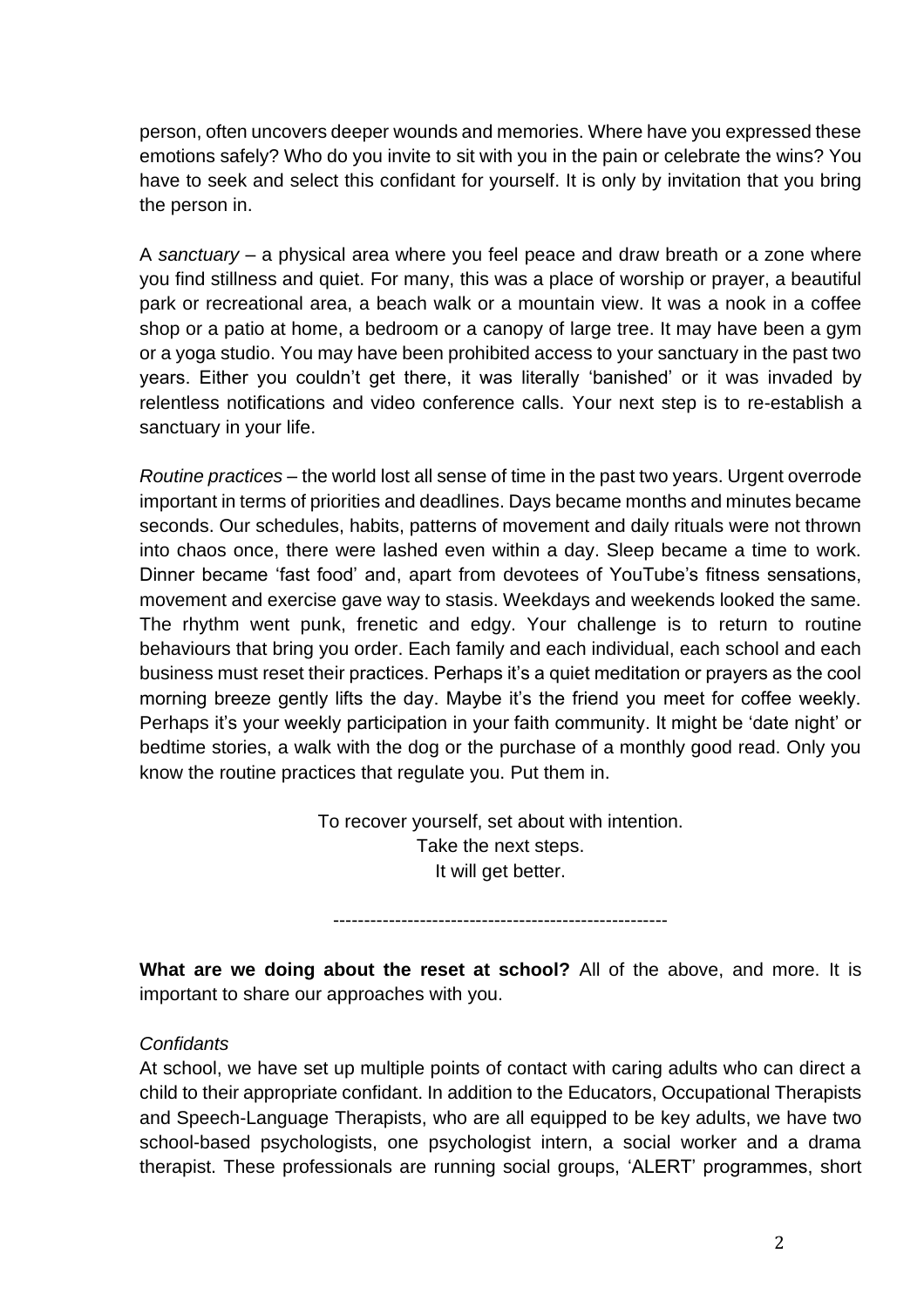person, often uncovers deeper wounds and memories. Where have you expressed these emotions safely? Who do you invite to sit with you in the pain or celebrate the wins? You have to seek and select this confidant for yourself. It is only by invitation that you bring the person in.

A *sanctuary* – a physical area where you feel peace and draw breath or a zone where you find stillness and quiet. For many, this was a place of worship or prayer, a beautiful park or recreational area, a beach walk or a mountain view. It was a nook in a coffee shop or a patio at home, a bedroom or a canopy of large tree. It may have been a gym or a yoga studio. You may have been prohibited access to your sanctuary in the past two years. Either you couldn't get there, it was literally 'banished' or it was invaded by relentless notifications and video conference calls. Your next step is to re-establish a sanctuary in your life.

*Routine practices* – the world lost all sense of time in the past two years. Urgent overrode important in terms of priorities and deadlines. Days became months and minutes became seconds. Our schedules, habits, patterns of movement and daily rituals were not thrown into chaos once, there were lashed even within a day. Sleep became a time to work. Dinner became 'fast food' and, apart from devotees of YouTube's fitness sensations, movement and exercise gave way to stasis. Weekdays and weekends looked the same. The rhythm went punk, frenetic and edgy. Your challenge is to return to routine behaviours that bring you order. Each family and each individual, each school and each business must reset their practices. Perhaps it's a quiet meditation or prayers as the cool morning breeze gently lifts the day. Maybe it's the friend you meet for coffee weekly. Perhaps it's your weekly participation in your faith community. It might be 'date night' or bedtime stories, a walk with the dog or the purchase of a monthly good read. Only you know the routine practices that regulate you. Put them in.

To recover yourself, set about with intention.
Take the next steps.
It will get better.

------------------------------------------------------

**What are we doing about the reset at school?** All of the above, and more. It is important to share our approaches with you.

*Confidants*

At school, we have set up multiple points of contact with caring adults who can direct a child to their appropriate confidant. In addition to the Educators, Occupational Therapists and Speech-Language Therapists, who are all equipped to be key adults, we have two school-based psychologists, one psychologist intern, a social worker and a drama therapist. These professionals are running social groups, 'ALERT' programmes, short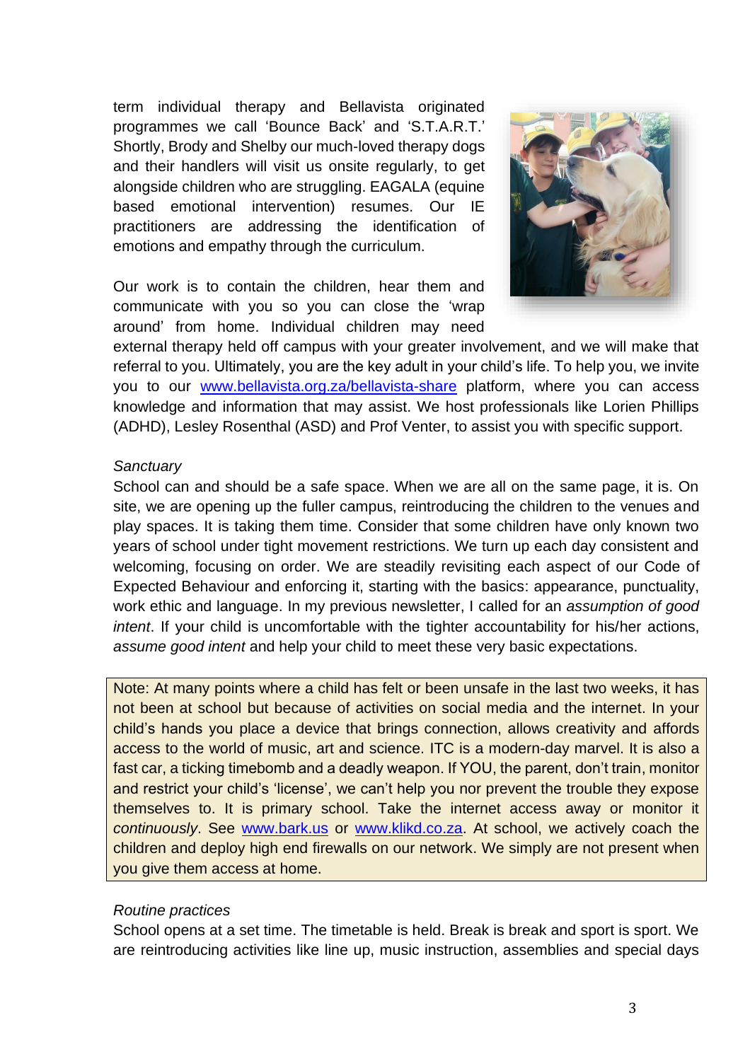term individual therapy and Bellavista originated programmes we call 'Bounce Back' and 'S.T.A.R.T.' Shortly, Brody and Shelby our much-loved therapy dogs and their handlers will visit us onsite regularly, to get alongside children who are struggling. EAGALA (equine based emotional intervention) resumes. Our IE practitioners are addressing the identification of emotions and empathy through the curriculum.

Our work is to contain the children, hear them and communicate with you so you can close the 'wrap around' from home. Individual children may need external therapy held off campus with your greater involvement, and we will make that referral to you. Ultimately, you are the key adult in your child's life. To help you, we invite you to our www.bellavista.org.za/bellavista-share platform, where you can access knowledge and information that may assist. We host professionals like Lorien Phillips (ADHD), Lesley Rosenthal (ASD) and Prof Venter, to assist you with specific support.

*Sanctuary*

School can and should be a safe space. When we are all on the same page, it is. On site, we are opening up the fuller campus, reintroducing the children to the venues and play spaces. It is taking them time. Consider that some children have only known two years of school under tight movement restrictions. We turn up each day consistent and welcoming, focusing on order. We are steadily revisiting each aspect of our Code of Expected Behaviour and enforcing it, starting with the basics: appearance, punctuality, work ethic and language. In my previous newsletter, I called for an *assumption of good intent*. If your child is uncomfortable with the tighter accountability for his/her actions, *assume good intent* and help your child to meet these very basic expectations.

> Note: At many points where a child has felt or been unsafe in the last two weeks, it has not been at school but because of activities on social media and the internet. In your child's hands you place a device that brings connection, allows creativity and affords access to the world of music, art and science. ITC is a modern-day marvel. It is also a fast car, a ticking timebomb and a deadly weapon. If YOU, the parent, don't train, monitor and restrict your child's 'license', we can't help you nor prevent the trouble they expose themselves to. It is primary school. Take the internet access away or monitor it *continuously*. See www.bark.us or www.klikd.co.za. At school, we actively coach the children and deploy high end firewalls on our network. We simply are not present when you give them access at home.

*Routine practices*

School opens at a set time. The timetable is held. Break is break and sport is sport. We are reintroducing activities like line up, music instruction, assemblies and special days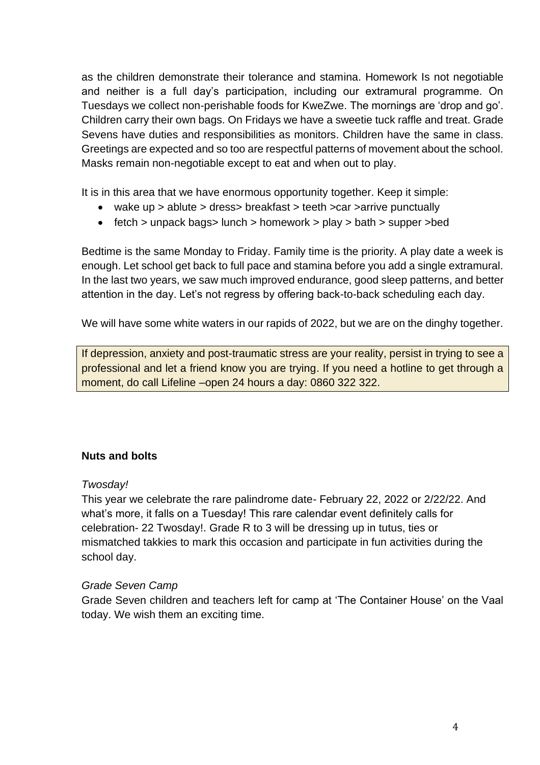as the children demonstrate their tolerance and stamina. Homework Is not negotiable and neither is a full day's participation, including our extramural programme. On Tuesdays we collect non-perishable foods for KweZwe. The mornings are 'drop and go'. Children carry their own bags. On Fridays we have a sweetie tuck raffle and treat. Grade Sevens have duties and responsibilities as monitors. Children have the same in class. Greetings are expected and so too are respectful patterns of movement about the school. Masks remain non-negotiable except to eat and when out to play.

It is in this area that we have enormous opportunity together. Keep it simple:

- wake up > ablute > dress> breakfast > teeth >car >arrive punctually
- fetch > unpack bags> lunch > homework > play > bath > supper >bed

Bedtime is the same Monday to Friday. Family time is the priority. A play date a week is enough. Let school get back to full pace and stamina before you add a single extramural. In the last two years, we saw much improved endurance, good sleep patterns, and better attention in the day. Let's not regress by offering back-to-back scheduling each day.

We will have some white waters in our rapids of 2022, but we are on the dinghy together.

> If depression, anxiety and post-traumatic stress are your reality, persist in trying to see a professional and let a friend know you are trying. If you need a hotline to get through a moment, do call Lifeline –open 24 hours a day: 0860 322 322.

**Nuts and bolts**

*Twosday!*

This year we celebrate the rare palindrome date- February 22, 2022 or 2/22/22. And what's more, it falls on a Tuesday! This rare calendar event definitely calls for celebration- 22 Twosday!. Grade R to 3 will be dressing up in tutus, ties or mismatched takkies to mark this occasion and participate in fun activities during the school day.

*Grade Seven Camp*

Grade Seven children and teachers left for camp at 'The Container House' on the Vaal today. We wish them an exciting time.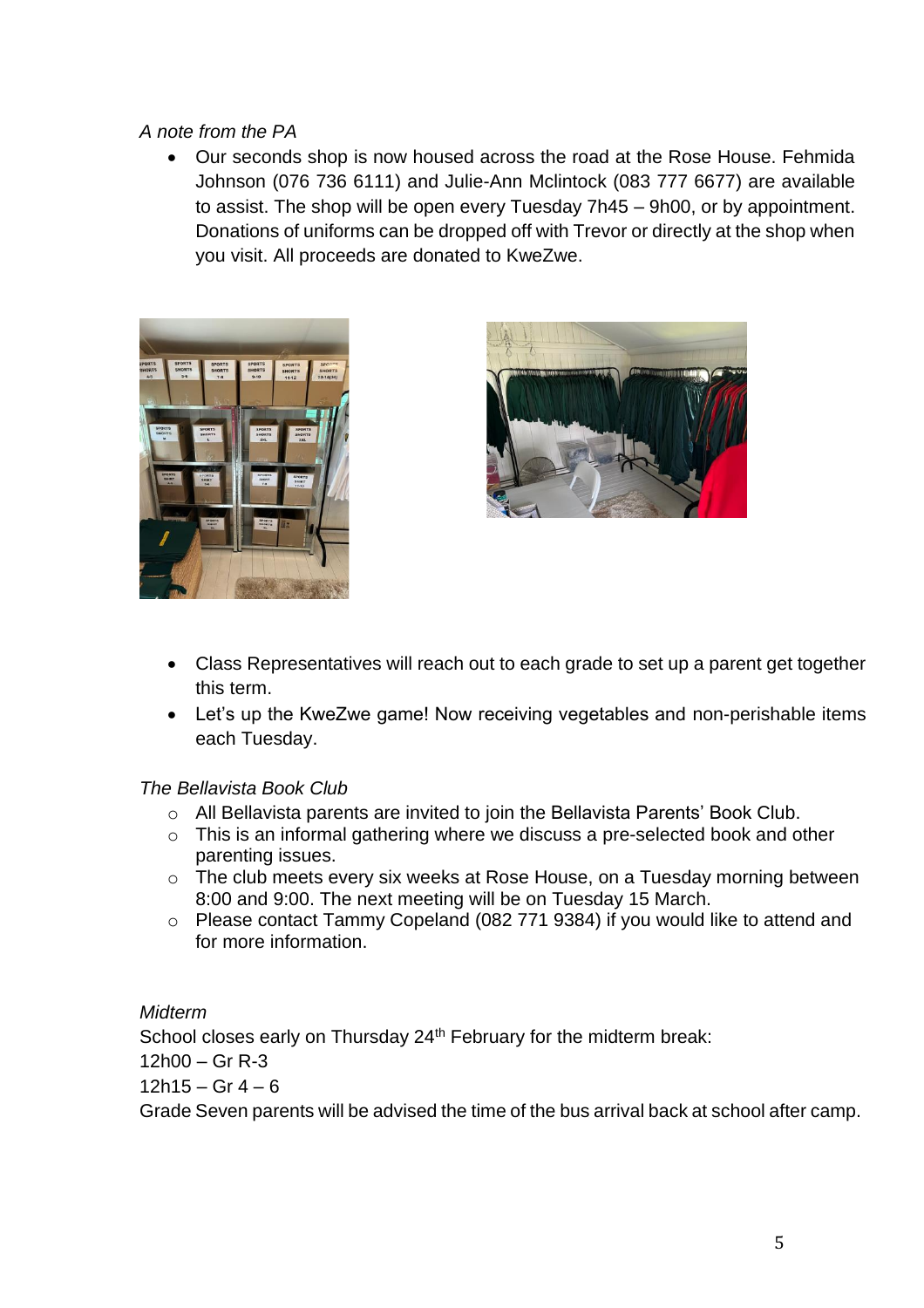*A note from the PA*

- Our seconds shop is now housed across the road at the Rose House. Fehmida Johnson (076 736 6111) and Julie-Ann Mclintock (083 777 6677) are available to assist. The shop will be open every Tuesday 7h45 – 9h00, or by appointment. Donations of uniforms can be dropped off with Trevor or directly at the shop when you visit. All proceeds are donated to KweZwe.

- Class Representatives will reach out to each grade to set up a parent get together this term.
- Let's up the KweZwe game! Now receiving vegetables and non-perishable items each Tuesday.

*The Bellavista Book Club*

- All Bellavista parents are invited to join the Bellavista Parents' Book Club.
- This is an informal gathering where we discuss a pre-selected book and other parenting issues.
- The club meets every six weeks at Rose House, on a Tuesday morning between 8:00 and 9:00. The next meeting will be on Tuesday 15 March.
- Please contact Tammy Copeland (082 771 9384) if you would like to attend and for more information.

*Midterm*

School closes early on Thursday 24th February for the midterm break:

12h00 – Gr R-3

12h15 – Gr 4 – 6

Grade Seven parents will be advised the time of the bus arrival back at school after camp.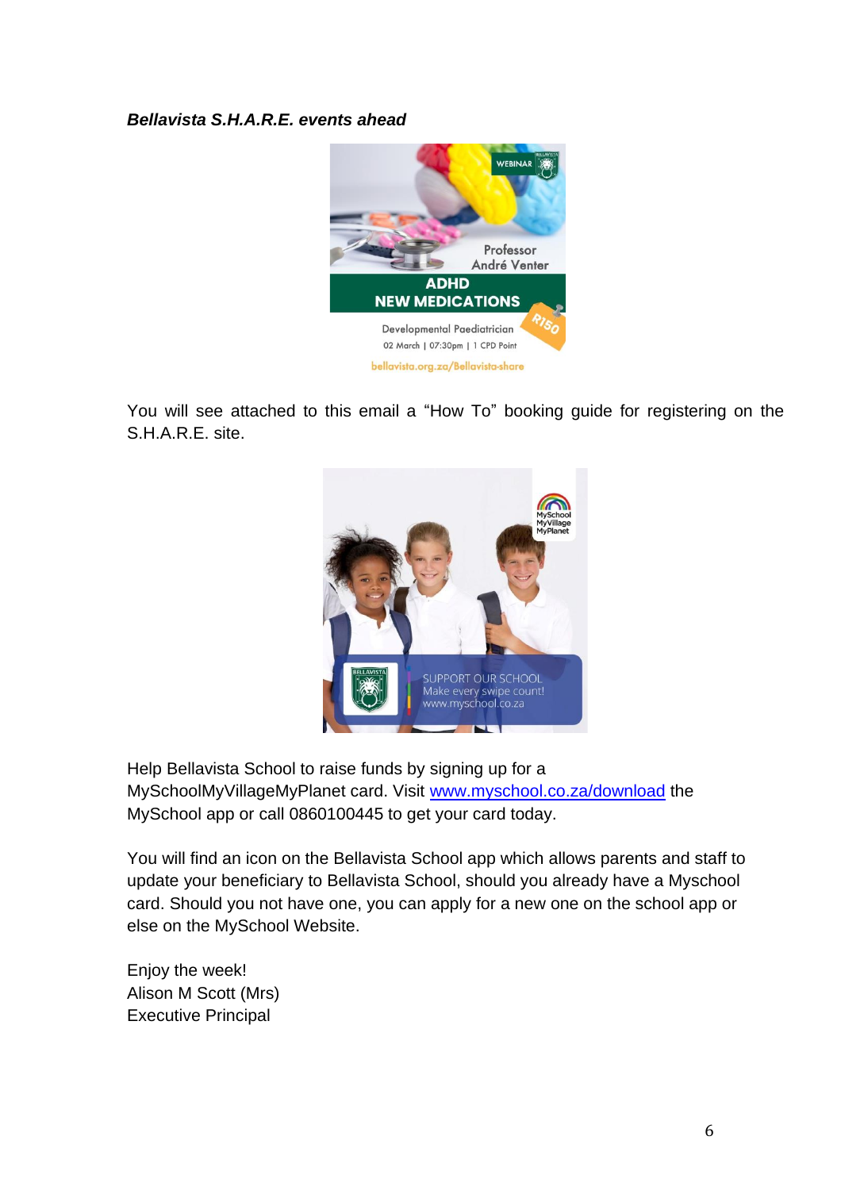***Bellavista S.H.A.R.E. events ahead***

You will see attached to this email a "How To" booking guide for registering on the S.H.A.R.E. site.

Help Bellavista School to raise funds by signing up for a MySchoolMyVillageMyPlanet card. Visit www.myschool.co.za/download the MySchool app or call 0860100445 to get your card today.

You will find an icon on the Bellavista School app which allows parents and staff to update your beneficiary to Bellavista School, should you already have a Myschool card. Should you not have one, you can apply for a new one on the school app or else on the MySchool Website.

Enjoy the week!
Alison M Scott (Mrs)
Executive Principal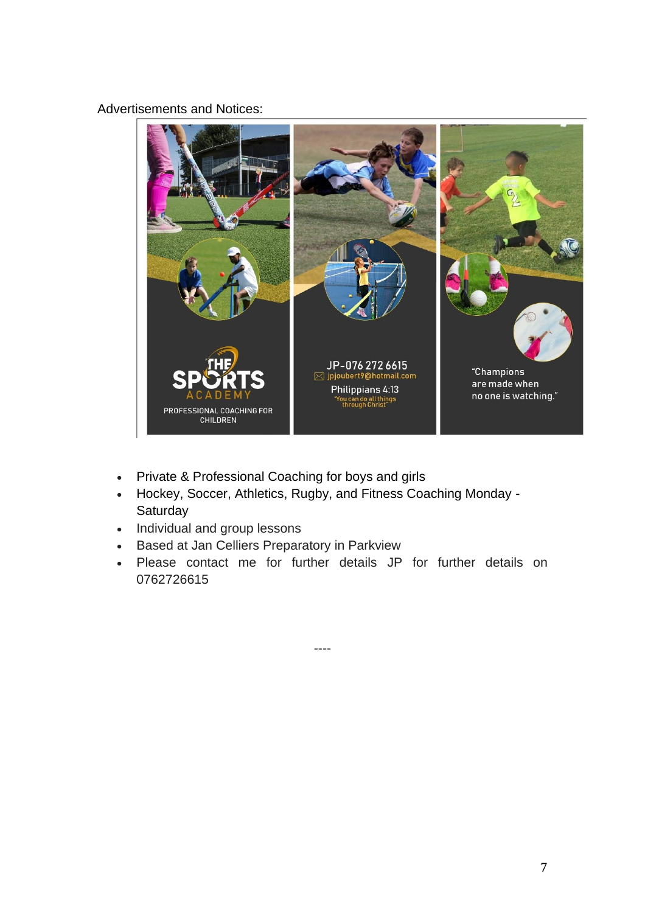Advertisements and Notices:

THE SPORTS ACADEMY

PROFESSIONAL COACHING FOR CHILDREN

JP-076 272 6615

jpjoubert9@hotmail.com

Philippians 4:13

"You can do all things through Christ"

"Champions are made when no one is watching."

- Private & Professional Coaching for boys and girls
- Hockey, Soccer, Athletics, Rugby, and Fitness Coaching Monday - Saturday
- Individual and group lessons
- Based at Jan Celliers Preparatory in Parkview
- Please contact me for further details JP for further details on 0762726615

----